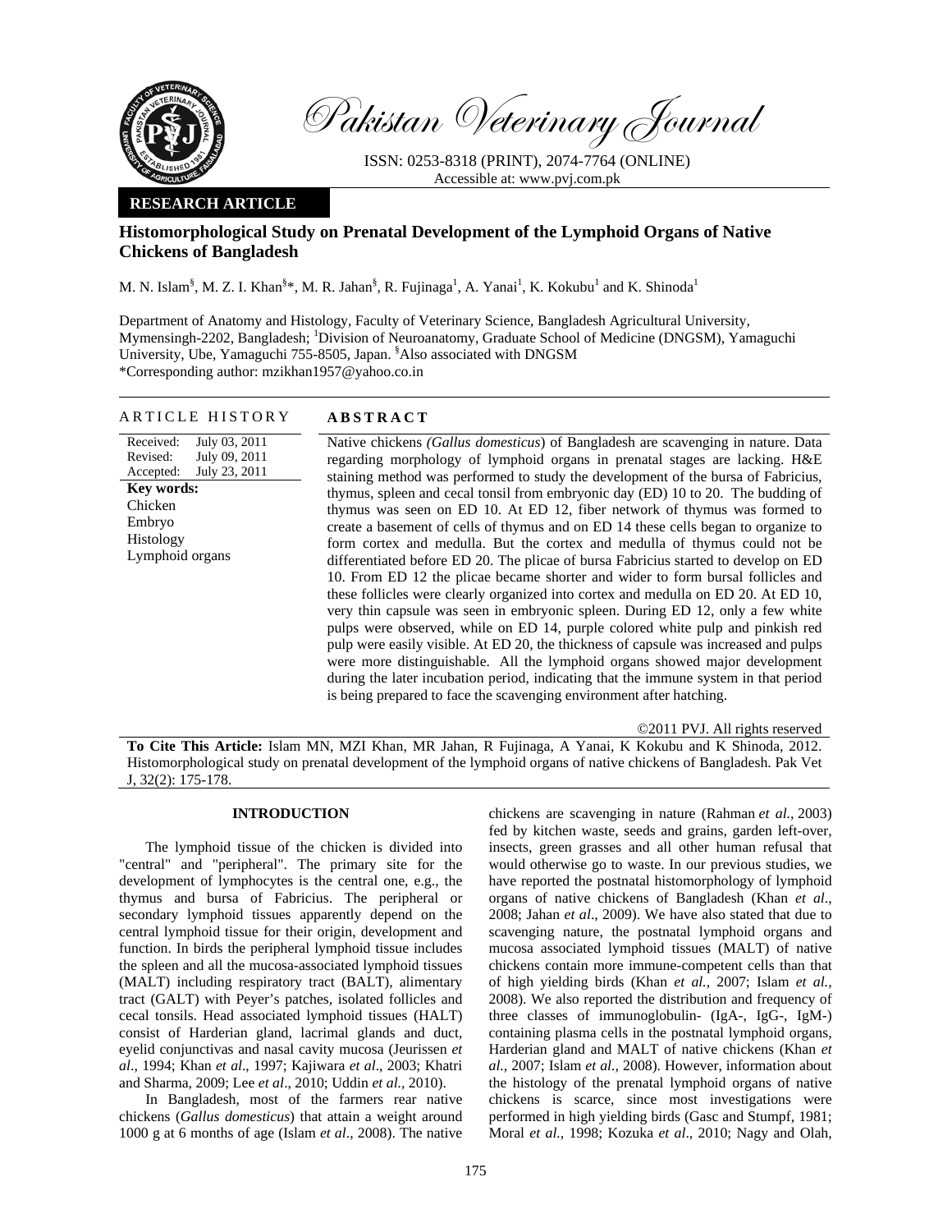Pakistan Veterinary Journal

ISSN: 0253-8318 (PRINT), 2074-7764 (ONLINE)
Accessible at: www.pvj.com.pk

**RESEARCH ARTICLE**

# Histomorphological Study on Prenatal Development of the Lymphoid Organs of Native Chickens of Bangladesh

M. N. Islam[§], M. Z. I. Khan[§]*, M. R. Jahan[§], R. Fujinaga[1], A. Yanai[1], K. Kokubu[1] and K. Shinoda[1]

Department of Anatomy and Histology, Faculty of Veterinary Science, Bangladesh Agricultural University, Mymensingh-2202, Bangladesh; [1]Division of Neuroanatomy, Graduate School of Medicine (DNGSM), Yamaguchi University, Ube, Yamaguchi 755-8505, Japan. [§]Also associated with DNGSM
*Corresponding author: mzikhan1957@yahoo.co.in

## ARTICLE HISTORY

Received: July 03, 2011
Revised: July 09, 2011
Accepted: July 23, 2011

**Key words:**
Chicken
Embryo
Histology
Lymphoid organs

## ABSTRACT

Native chickens *(Gallus domesticus*) of Bangladesh are scavenging in nature. Data regarding morphology of lymphoid organs in prenatal stages are lacking. H&E staining method was performed to study the development of the bursa of Fabricius, thymus, spleen and cecal tonsil from embryonic day (ED) 10 to 20. The budding of thymus was seen on ED 10. At ED 12, fiber network of thymus was formed to create a basement of cells of thymus and on ED 14 these cells began to organize to form cortex and medulla. But the cortex and medulla of thymus could not be differentiated before ED 20. The plicae of bursa Fabricius started to develop on ED 10. From ED 12 the plicae became shorter and wider to form bursal follicles and these follicles were clearly organized into cortex and medulla on ED 20. At ED 10, very thin capsule was seen in embryonic spleen. During ED 12, only a few white pulps were observed, while on ED 14, purple colored white pulp and pinkish red pulp were easily visible. At ED 20, the thickness of capsule was increased and pulps were more distinguishable. All the lymphoid organs showed major development during the later incubation period, indicating that the immune system in that period is being prepared to face the scavenging environment after hatching.

©2011 PVJ. All rights reserved

**To Cite This Article:** Islam MN, MZI Khan, MR Jahan, R Fujinaga, A Yanai, K Kokubu and K Shinoda, 2012. Histomorphological study on prenatal development of the lymphoid organs of native chickens of Bangladesh. Pak Vet J, 32(2): 175-178.

## INTRODUCTION

The lymphoid tissue of the chicken is divided into "central" and "peripheral". The primary site for the development of lymphocytes is the central one, e.g., the thymus and bursa of Fabricius. The peripheral or secondary lymphoid tissues apparently depend on the central lymphoid tissue for their origin, development and function. In birds the peripheral lymphoid tissue includes the spleen and all the mucosa-associated lymphoid tissues (MALT) including respiratory tract (BALT), alimentary tract (GALT) with Peyer's patches, isolated follicles and cecal tonsils. Head associated lymphoid tissues (HALT) consist of Harderian gland, lacrimal glands and duct, eyelid conjunctivas and nasal cavity mucosa (Jeurissen *et al*., 1994; Khan *et al*., 1997; Kajiwara *et al*., 2003; Khatri and Sharma, 2009; Lee *et al*., 2010; Uddin *et al*., 2010).

In Bangladesh, most of the farmers rear native chickens (*Gallus domesticus*) that attain a weight around 1000 g at 6 months of age (Islam *et al*., 2008). The native chickens are scavenging in nature (Rahman *et al.,* 2003) fed by kitchen waste, seeds and grains, garden left-over, insects, green grasses and all other human refusal that would otherwise go to waste. In our previous studies, we have reported the postnatal histomorphology of lymphoid organs of native chickens of Bangladesh (Khan *et al*., 2008; Jahan *et al*., 2009). We have also stated that due to scavenging nature, the postnatal lymphoid organs and mucosa associated lymphoid tissues (MALT) of native chickens contain more immune-competent cells than that of high yielding birds (Khan *et al.,* 2007; Islam *et al.,* 2008). We also reported the distribution and frequency of three classes of immunoglobulin- (IgA-, IgG-, IgM-) containing plasma cells in the postnatal lymphoid organs, Harderian gland and MALT of native chickens (Khan *et al.,* 2007; Islam *et al.,* 2008). However, information about the histology of the prenatal lymphoid organs of native chickens is scarce, since most investigations were performed in high yielding birds (Gasc and Stumpf, 1981; Moral *et al.,* 1998; Kozuka *et al*., 2010; Nagy and Olah,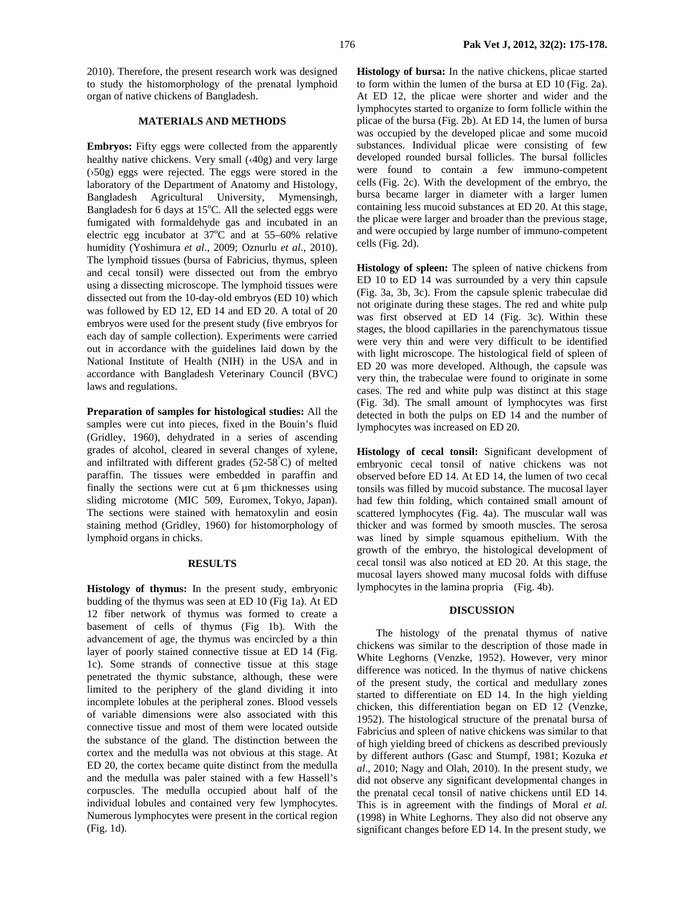2010). Therefore, the present research work was designed to study the histomorphology of the prenatal lymphoid organ of native chickens of Bangladesh.

## MATERIALS AND METHODS

**Embryos:** Fifty eggs were collected from the apparently healthy native chickens. Very small (‹40g) and very large (›50g) eggs were rejected. The eggs were stored in the laboratory of the Department of Anatomy and Histology, Bangladesh Agricultural University, Mymensingh, Bangladesh for 6 days at 15°C. All the selected eggs were fumigated with formaldehyde gas and incubated in an electric egg incubator at 37°C and at 55–60% relative humidity (Yoshimura *et al*., 2009; Oznurlu *et al*., 2010). The lymphoid tissues (bursa of Fabricius, thymus, spleen and cecal tonsil) were dissected out from the embryo using a dissecting microscope. The lymphoid tissues were dissected out from the 10-day-old embryos (ED 10) which was followed by ED 12, ED 14 and ED 20. A total of 20 embryos were used for the present study (five embryos for each day of sample collection). Experiments were carried out in accordance with the guidelines laid down by the National Institute of Health (NIH) in the USA and in accordance with Bangladesh Veterinary Council (BVC) laws and regulations.

**Preparation of samples for histological studies:** All the samples were cut into pieces, fixed in the Bouin's fluid (Gridley, 1960), dehydrated in a series of ascending grades of alcohol, cleared in several changes of xylene, and infiltrated with different grades (52-58°C) of melted paraffin. The tissues were embedded in paraffin and finally the sections were cut at 6 µm thicknesses using sliding microtome (MIC 509, Euromex, Tokyo, Japan). The sections were stained with hematoxylin and eosin staining method (Gridley, 1960) for histomorphology of lymphoid organs in chicks.

## RESULTS

**Histology of thymus:** In the present study, embryonic budding of the thymus was seen at ED 10 (Fig 1a). At ED 12 fiber network of thymus was formed to create a basement of cells of thymus (Fig 1b). With the advancement of age, the thymus was encircled by a thin layer of poorly stained connective tissue at ED 14 (Fig. 1c). Some strands of connective tissue at this stage penetrated the thymic substance, although, these were limited to the periphery of the gland dividing it into incomplete lobules at the peripheral zones. Blood vessels of variable dimensions were also associated with this connective tissue and most of them were located outside the substance of the gland. The distinction between the cortex and the medulla was not obvious at this stage. At ED 20, the cortex became quite distinct from the medulla and the medulla was paler stained with a few Hassell's corpuscles. The medulla occupied about half of the individual lobules and contained very few lymphocytes. Numerous lymphocytes were present in the cortical region (Fig. 1d).

**Histology of bursa:** In the native chickens, plicae started to form within the lumen of the bursa at ED 10 (Fig. 2a). At ED 12, the plicae were shorter and wider and the lymphocytes started to organize to form follicle within the plicae of the bursa (Fig. 2b). At ED 14, the lumen of bursa was occupied by the developed plicae and some mucoid substances. Individual plicae were consisting of few developed rounded bursal follicles. The bursal follicles were found to contain a few immuno-competent cells (Fig. 2c). With the development of the embryo, the bursa became larger in diameter with a larger lumen containing less mucoid substances at ED 20. At this stage, the plicae were larger and broader than the previous stage, and were occupied by large number of immuno-competent cells (Fig. 2d).

**Histology of spleen:** The spleen of native chickens from ED 10 to ED 14 was surrounded by a very thin capsule (Fig. 3a, 3b, 3c). From the capsule splenic trabeculae did not originate during these stages. The red and white pulp was first observed at ED 14 (Fig. 3c). Within these stages, the blood capillaries in the parenchymatous tissue were very thin and were very difficult to be identified with light microscope. The histological field of spleen of ED 20 was more developed. Although, the capsule was very thin, the trabeculae were found to originate in some cases. The red and white pulp was distinct at this stage (Fig. 3d). The small amount of lymphocytes was first detected in both the pulps on ED 14 and the number of lymphocytes was increased on ED 20.

**Histology of cecal tonsil:** Significant development of embryonic cecal tonsil of native chickens was not observed before ED 14. At ED 14, the lumen of two cecal tonsils was filled by mucoid substance. The mucosal layer had few thin folding, which contained small amount of scattered lymphocytes (Fig. 4a). The muscular wall was thicker and was formed by smooth muscles. The serosa was lined by simple squamous epithelium. With the growth of the embryo, the histological development of cecal tonsil was also noticed at ED 20. At this stage, the mucosal layers showed many mucosal folds with diffuse lymphocytes in the lamina propria (Fig. 4b).

## DISCUSSION

The histology of the prenatal thymus of native chickens was similar to the description of those made in White Leghorns (Venzke, 1952). However, very minor difference was noticed. In the thymus of native chickens of the present study, the cortical and medullary zones started to differentiate on ED 14. In the high yielding chicken, this differentiation began on ED 12 (Venzke, 1952). The histological structure of the prenatal bursa of Fabricius and spleen of native chickens was similar to that of high yielding breed of chickens as described previously by different authors (Gasc and Stumpf, 1981; Kozuka *et al*., 2010; Nagy and Olah, 2010). In the present study, we did not observe any significant developmental changes in the prenatal cecal tonsil of native chickens until ED 14. This is in agreement with the findings of Moral *et al.* (1998) in White Leghorns. They also did not observe any significant changes before ED 14. In the present study, we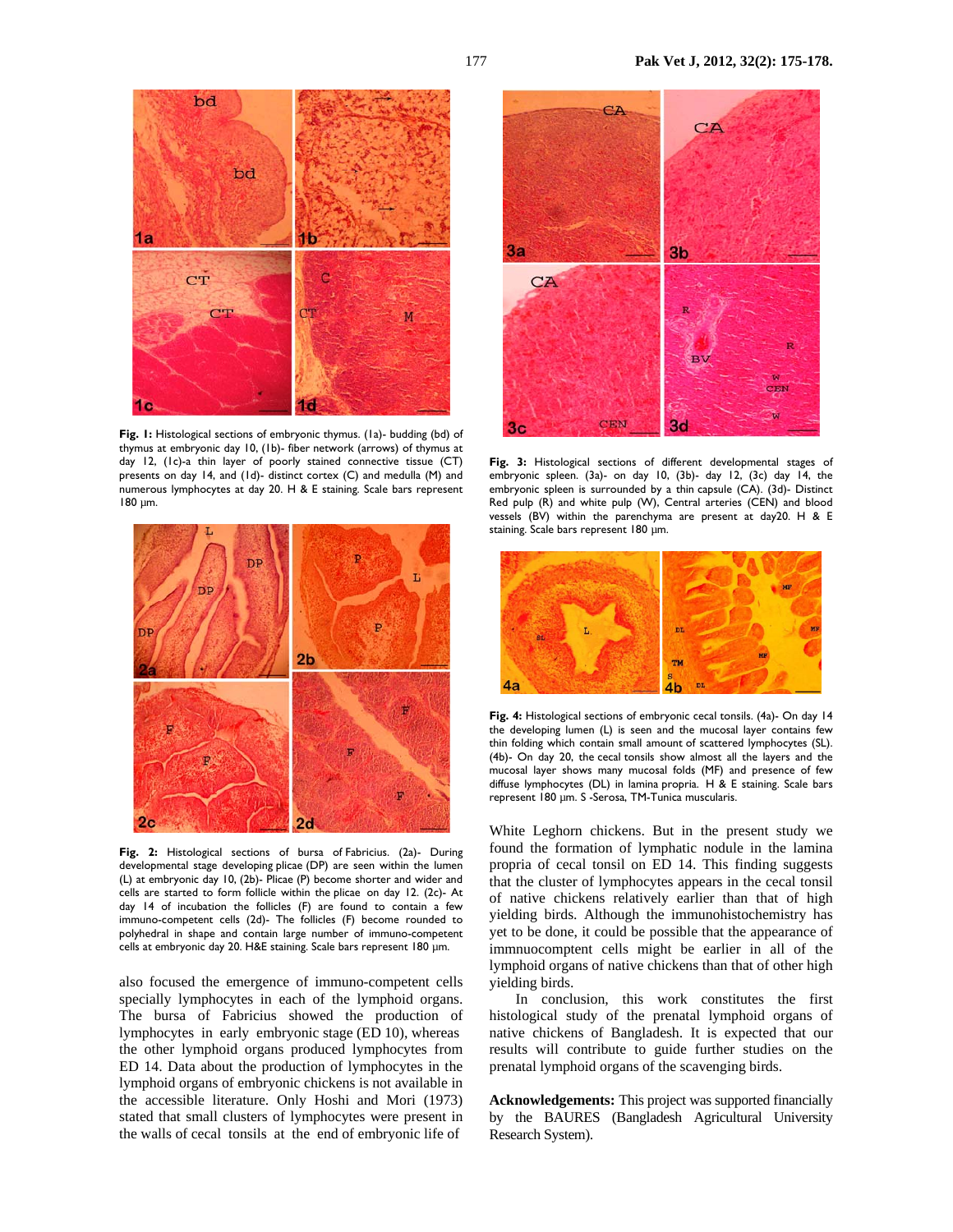**Fig. 1:** Histological sections of embryonic thymus. (1a)- budding (bd) of thymus at embryonic day 10, (1b)- fiber network (arrows) of thymus at day 12, (1c)-a thin layer of poorly stained connective tissue (CT) presents on day 14, and (1d)- distinct cortex (C) and medulla (M) and numerous lymphocytes at day 20. H & E staining. Scale bars represent 180 µm.

**Fig. 2:** Histological sections of bursa of Fabricius. (2a)- During developmental stage developing plicae (DP) are seen within the lumen (L) at embryonic day 10, (2b)- Plicae (P) become shorter and wider and cells are started to form follicle within the plicae on day 12. (2c)- At day 14 of incubation the follicles (F) are found to contain a few immuno-competent cells (2d)- The follicles (F) become rounded to polyhedral in shape and contain large number of immuno-competent cells at embryonic day 20. H&E staining. Scale bars represent 180 µm.

**Fig. 3:** Histological sections of different developmental stages of embryonic spleen. (3a)- on day 10, (3b)- day 12, (3c) day 14, the embryonic spleen is surrounded by a thin capsule (CA). (3d)- Distinct Red pulp (R) and white pulp (W), Central arteries (CEN) and blood vessels (BV) within the parenchyma are present at day20. H & E staining. Scale bars represent 180 µm.

**Fig. 4:** Histological sections of embryonic cecal tonsils. (4a)- On day 14 the developing lumen (L) is seen and the mucosal layer contains few thin folding which contain small amount of scattered lymphocytes (SL). (4b)- On day 20, the cecal tonsils show almost all the layers and the mucosal layer shows many mucosal folds (MF) and presence of few diffuse lymphocytes (DL) in lamina propria. H & E staining. Scale bars represent 180 µm. S -Serosa, TM-Tunica muscularis.

also focused the emergence of immuno-competent cells specially lymphocytes in each of the lymphoid organs. The bursa of Fabricius showed the production of lymphocytes in early embryonic stage (ED 10), whereas the other lymphoid organs produced lymphocytes from ED 14. Data about the production of lymphocytes in the lymphoid organs of embryonic chickens is not available in the accessible literature. Only Hoshi and Mori (1973) stated that small clusters of lymphocytes were present in the walls of cecal tonsils at the end of embryonic life of White Leghorn chickens. But in the present study we found the formation of lymphatic nodule in the lamina propria of cecal tonsil on ED 14. This finding suggests that the cluster of lymphocytes appears in the cecal tonsil of native chickens relatively earlier than that of high yielding birds. Although the immunohistochemistry has yet to be done, it could be possible that the appearance of immnuocomptent cells might be earlier in all of the lymphoid organs of native chickens than that of other high yielding birds.

In conclusion, this work constitutes the first histological study of the prenatal lymphoid organs of native chickens of Bangladesh. It is expected that our results will contribute to guide further studies on the prenatal lymphoid organs of the scavenging birds.

**Acknowledgements:** This project was supported financially by the BAURES (Bangladesh Agricultural University Research System).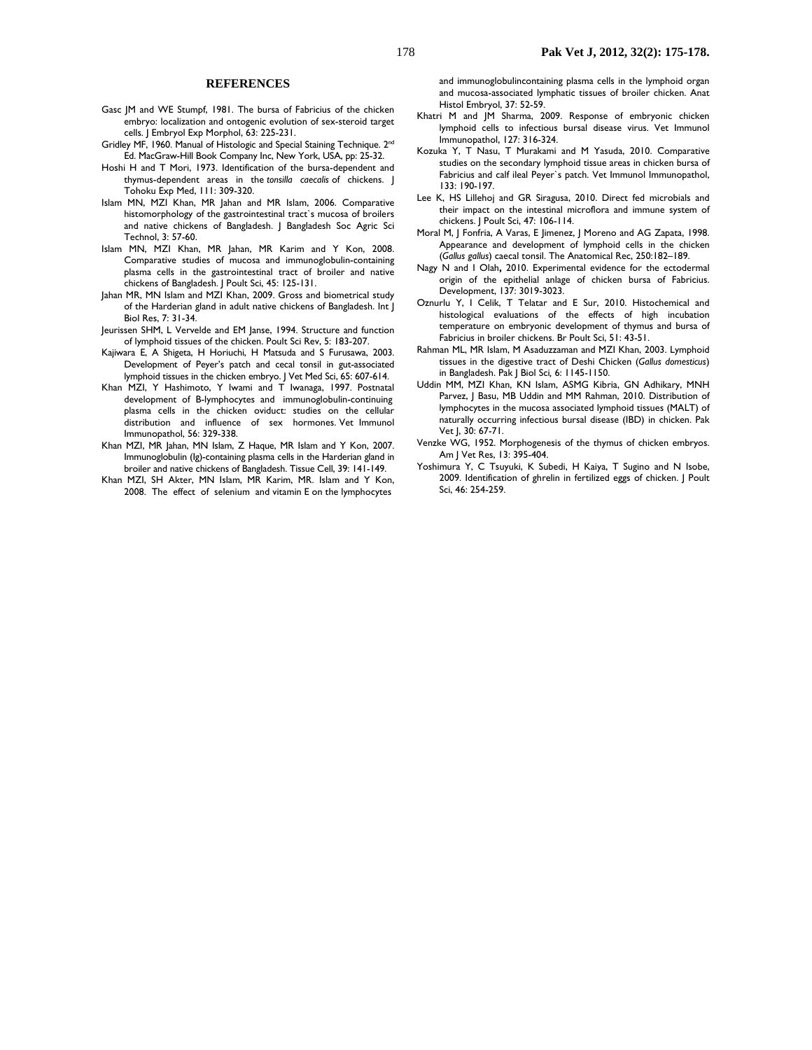## REFERENCES

Gasc JM and WE Stumpf, 1981. The bursa of Fabricius of the chicken embryo: localization and ontogenic evolution of sex-steroid target cells. J Embryol Exp Morphol, 63: 225-231.

Gridley MF, 1960. Manual of Histologic and Special Staining Technique. 2nd Ed. MacGraw-Hill Book Company Inc, New York, USA, pp: 25-32.

Hoshi H and T Mori, 1973. Identification of the bursa-dependent and thymus-dependent areas in the *tonsilla caecalis* of chickens. J Tohoku Exp Med, 111: 309-320.

Islam MN, MZI Khan, MR Jahan and MR Islam, 2006. Comparative histomorphology of the gastrointestinal tract`s mucosa of broilers and native chickens of Bangladesh. J Bangladesh Soc Agric Sci Technol, 3: 57-60.

Islam MN, MZI Khan, MR Jahan, MR Karim and Y Kon, 2008. Comparative studies of mucosa and immunoglobulin-containing plasma cells in the gastrointestinal tract of broiler and native chickens of Bangladesh. J Poult Sci, 45: 125-131.

Jahan MR, MN Islam and MZI Khan, 2009. Gross and biometrical study of the Harderian gland in adult native chickens of Bangladesh. Int J Biol Res, 7: 31-34.

Jeurissen SHM, L Vervelde and EM Janse, 1994. Structure and function of lymphoid tissues of the chicken. Poult Sci Rev, 5: 183-207.

Kajiwara E, A Shigeta, H Horiuchi, H Matsuda and S Furusawa, 2003. Development of Peyer's patch and cecal tonsil in gut-associated lymphoid tissues in the chicken embryo. J Vet Med Sci, 65: 607-614.

Khan MZI, Y Hashimoto, Y Iwami and T Iwanaga, 1997. Postnatal development of B-lymphocytes and immunoglobulin-continuing plasma cells in the chicken oviduct: studies on the cellular distribution and influence of sex hormones. Vet Immunol Immunopathol, 56: 329-338.

Khan MZI, MR Jahan, MN Islam, Z Haque, MR Islam and Y Kon, 2007. Immunoglobulin (Ig)-containing plasma cells in the Harderian gland in broiler and native chickens of Bangladesh. Tissue Cell, 39: 141-149.

Khan MZI, SH Akter, MN Islam, MR Karim, MR. Islam and Y Kon, 2008. The effect of selenium and vitamin E on the lymphocytes and immunoglobulincontaining plasma cells in the lymphoid organ and mucosa-associated lymphatic tissues of broiler chicken. Anat Histol Embryol, 37: 52-59.

Khatri M and JM Sharma, 2009. Response of embryonic chicken lymphoid cells to infectious bursal disease virus. Vet Immunol Immunopathol, 127: 316-324.

Kozuka Y, T Nasu, T Murakami and M Yasuda, 2010. Comparative studies on the secondary lymphoid tissue areas in chicken bursa of Fabricius and calf ileal Peyer`s patch. Vet Immunol Immunopathol, 133: 190-197.

Lee K, HS Lillehoj and GR Siragusa, 2010. Direct fed microbials and their impact on the intestinal microflora and immune system of chickens. J Poult Sci, 47: 106-114.

Moral M, J Fonfria, A Varas, E Jimenez, J Moreno and AG Zapata, 1998. Appearance and development of lymphoid cells in the chicken (*Gallus gallus*) caecal tonsil. The Anatomical Rec, 250:182–189.

Nagy N and I Olah**,** 2010. Experimental evidence for the ectodermal origin of the epithelial anlage of chicken bursa of Fabricius. Development, 137: 3019-3023.

Oznurlu Y, I Celik, T Telatar and E Sur, 2010. Histochemical and histological evaluations of the effects of high incubation temperature on embryonic development of thymus and bursa of Fabricius in broiler chickens. Br Poult Sci, 51: 43-51.

Rahman ML, MR Islam, M Asaduzzaman and MZI Khan, 2003. Lymphoid tissues in the digestive tract of Deshi Chicken (*Gallus domesticus*) in Bangladesh. Pak J Biol Sci, 6: 1145-1150.

Uddin MM, MZI Khan, KN Islam, ASMG Kibria, GN Adhikary, MNH Parvez, J Basu, MB Uddin and MM Rahman, 2010. Distribution of lymphocytes in the mucosa associated lymphoid tissues (MALT) of naturally occurring infectious bursal disease (IBD) in chicken. Pak Vet J, 30: 67-71.

Venzke WG, 1952. Morphogenesis of the thymus of chicken embryos. Am J Vet Res, 13: 395-404.

Yoshimura Y, C Tsuyuki, K Subedi, H Kaiya, T Sugino and N Isobe, 2009. Identification of ghrelin in fertilized eggs of chicken. J Poult Sci, 46: 254-259.